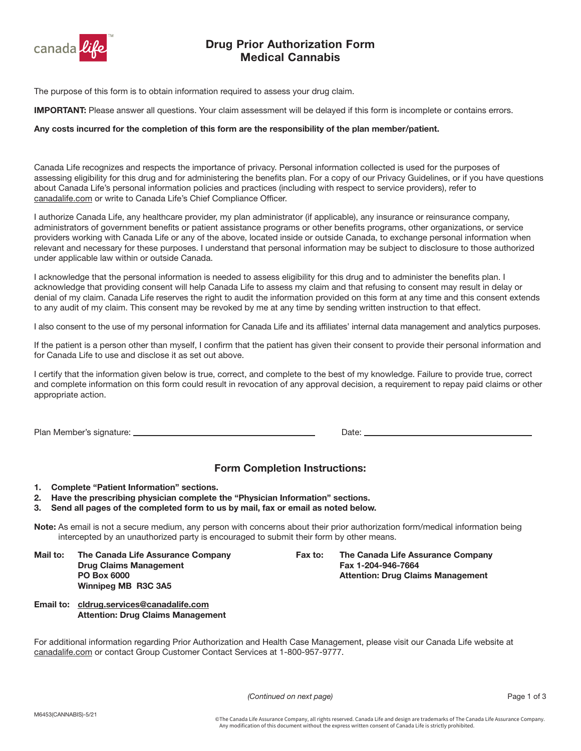# Drug Prior Authorization Form
## Medical Cannabis

The purpose of this form is to obtain information required to assess your drug claim.

**IMPORTANT:** Please answer all questions. Your claim assessment will be delayed if this form is incomplete or contains errors.

**Any costs incurred for the completion of this form are the responsibility of the plan member/patient.**

Canada Life recognizes and respects the importance of privacy. Personal information collected is used for the purposes of assessing eligibility for this drug and for administering the benefits plan. For a copy of our Privacy Guidelines, or if you have questions about Canada Life's personal information policies and practices (including with respect to service providers), refer to canadalife.com or write to Canada Life's Chief Compliance Officer.

I authorize Canada Life, any healthcare provider, my plan administrator (if applicable), any insurance or reinsurance company, administrators of government benefits or patient assistance programs or other benefits programs, other organizations, or service providers working with Canada Life or any of the above, located inside or outside Canada, to exchange personal information when relevant and necessary for these purposes. I understand that personal information may be subject to disclosure to those authorized under applicable law within or outside Canada.

I acknowledge that the personal information is needed to assess eligibility for this drug and to administer the benefits plan. I acknowledge that providing consent will help Canada Life to assess my claim and that refusing to consent may result in delay or denial of my claim. Canada Life reserves the right to audit the information provided on this form at any time and this consent extends to any audit of my claim. This consent may be revoked by me at any time by sending written instruction to that effect.

I also consent to the use of my personal information for Canada Life and its affiliates' internal data management and analytics purposes.

If the patient is a person other than myself, I confirm that the patient has given their consent to provide their personal information and for Canada Life to use and disclose it as set out above.

I certify that the information given below is true, correct, and complete to the best of my knowledge. Failure to provide true, correct and complete information on this form could result in revocation of any approval decision, a requirement to repay paid claims or other appropriate action.

Plan Member's signature: ______________________ Date: ______________________

## Form Completion Instructions:

1. **Complete "Patient Information" sections.**
2. **Have the prescribing physician complete the "Physician Information" sections.**
3. **Send all pages of the completed form to us by mail, fax or email as noted below.**

**Note:** As email is not a secure medium, any person with concerns about their prior authorization form/medical information being intercepted by an unauthorized party is encouraged to submit their form by other means.

**Mail to:** **The Canada Life Assurance Company**
**Drug Claims Management**
**PO Box 6000**
**Winnipeg MB R3C 3A5**

**Fax to:** **The Canada Life Assurance Company**
**Fax 1-204-946-7664**
**Attention: Drug Claims Management**

**Email to:** **cldrug.services@canadalife.com**
**Attention: Drug Claims Management**

For additional information regarding Prior Authorization and Health Case Management, please visit our Canada Life website at canadalife.com or contact Group Customer Contact Services at 1-800-957-9777.

*(Continued on next page)*

M6453(CANNABIS)-5/21

©The Canada Life Assurance Company, all rights reserved. Canada Life and design are trademarks of The Canada Life Assurance Company. Any modification of this document without the express written consent of Canada Life is strictly prohibited.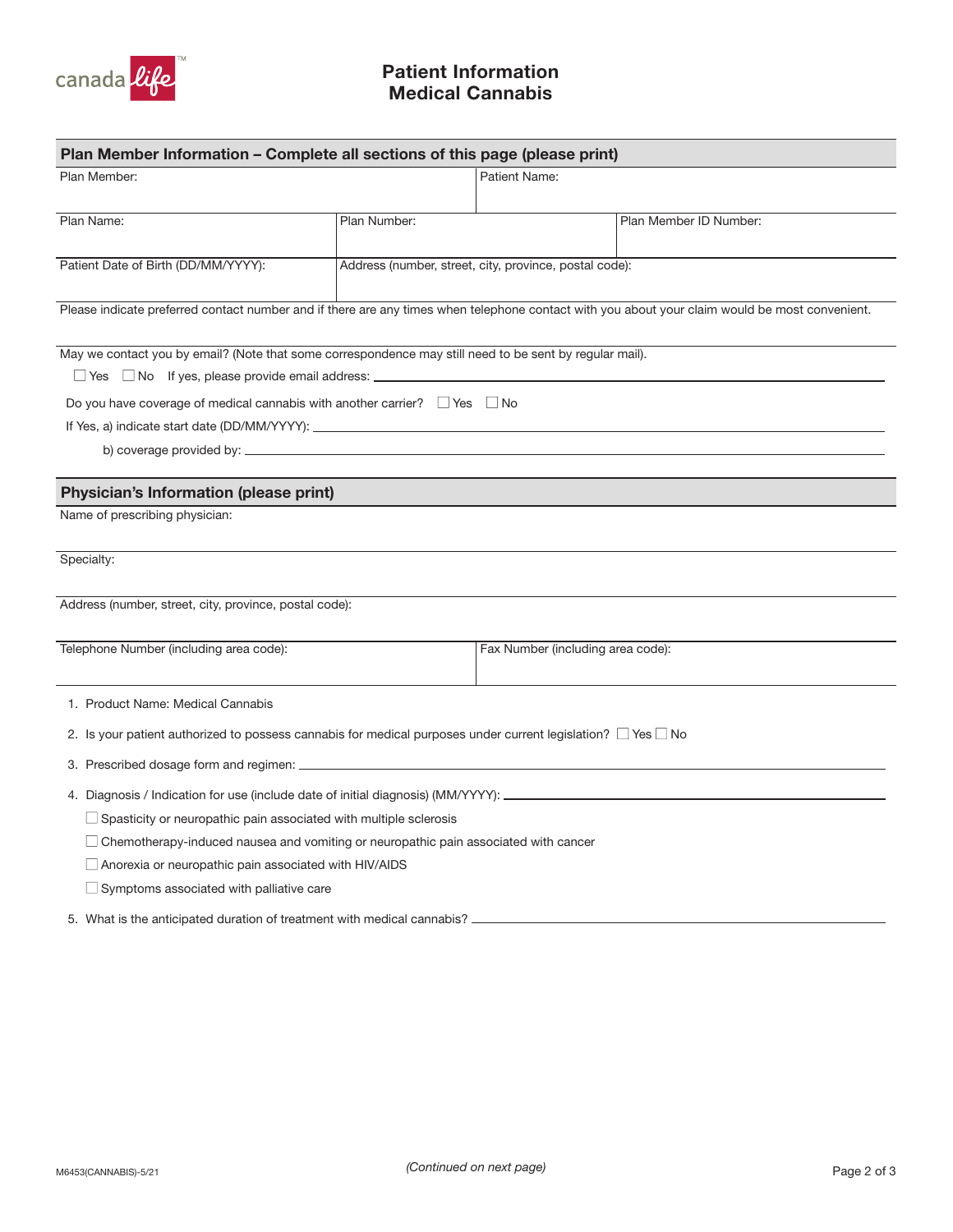# Patient Information
# Medical Cannabis

## Plan Member Information – Complete all sections of this page (please print)

| Plan Member: | | Patient Name: |
|---|---|---|
| Plan Name: | Plan Number: | Plan Member ID Number: |
| Patient Date of Birth (DD/MM/YYYY): | Address (number, street, city, province, postal code): | |

Please indicate preferred contact number and if there are any times when telephone contact with you about your claim would be most convenient.

May we contact you by email? (Note that some correspondence may still need to be sent by regular mail).

☐ Yes ☐ No If yes, please provide email address: ______________________

Do you have coverage of medical cannabis with another carrier? ☐ Yes ☐ No

If Yes, a) indicate start date (DD/MM/YYYY): ______________________

b) coverage provided by: ______________________

## Physician's Information (please print)

Name of prescribing physician:

Specialty:

Address (number, street, city, province, postal code):

| Telephone Number (including area code): | Fax Number (including area code): |
|---|---|

1. Product Name: Medical Cannabis
2. Is your patient authorized to possess cannabis for medical purposes under current legislation? ☐ Yes ☐ No
3. Prescribed dosage form and regimen: ______________________
4. Diagnosis / Indication for use (include date of initial diagnosis) (MM/YYYY): ______________________
   - ☐ Spasticity or neuropathic pain associated with multiple sclerosis
   - ☐ Chemotherapy-induced nausea and vomiting or neuropathic pain associated with cancer
   - ☐ Anorexia or neuropathic pain associated with HIV/AIDS
   - ☐ Symptoms associated with palliative care
5. What is the anticipated duration of treatment with medical cannabis? ______________________

M6453(CANNABIS)-5/21

*(Continued on next page)*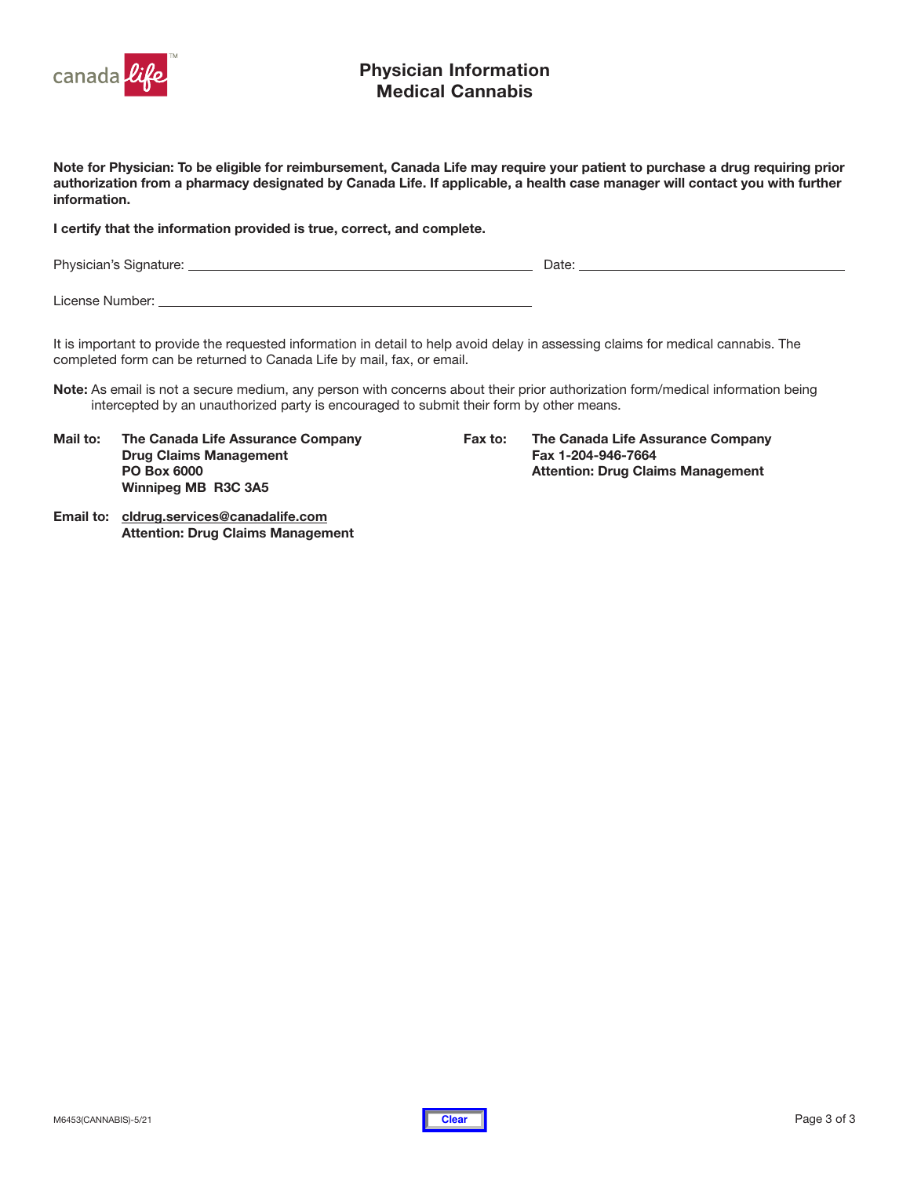# Physician Information
## Medical Cannabis

**Note for Physician: To be eligible for reimbursement, Canada Life may require your patient to purchase a drug requiring prior authorization from a pharmacy designated by Canada Life. If applicable, a health case manager will contact you with further information.**

**I certify that the information provided is true, correct, and complete.**

Physician's Signature: ______________________________ Date: ______________________________

License Number: ______________________________

It is important to provide the requested information in detail to help avoid delay in assessing claims for medical cannabis. The completed form can be returned to Canada Life by mail, fax, or email.

**Note:** As email is not a secure medium, any person with concerns about their prior authorization form/medical information being intercepted by an unauthorized party is encouraged to submit their form by other means.

**Mail to:** **The Canada Life Assurance Company**
**Drug Claims Management**
**PO Box 6000**
**Winnipeg MB R3C 3A5**

**Fax to:** **The Canada Life Assurance Company**
**Fax 1-204-946-7664**
**Attention: Drug Claims Management**

**Email to:** **cldrug.services@canadalife.com**
**Attention: Drug Claims Management**

M6453(CANNABIS)-5/21